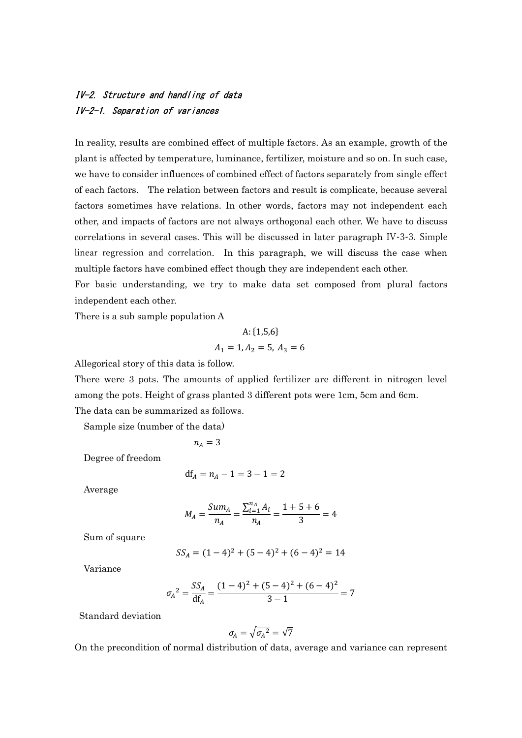## *IV-2. Structure and handling of data*

### *IV-2-1. Separation of variances*

In reality, results are combined effect of multiple factors. As an example, growth of the plant is affected by temperature, luminance, fertilizer, moisture and so on. In such case, we have to consider influences of combined effect of factors separately from single effect of each factors. The relation between factors and result is complicate, because several factors sometimes have relations. In other words, factors may not independent each other, and impacts of factors are not always orthogonal each other. We have to discuss correlations in several cases. This will be discussed in later paragraph IV-3-3. Simple linear regression and correlation. In this paragraph, we will discuss the case when multiple factors have combined effect though they are independent each other.

For basic understanding, we try to make data set composed from plural factors independent each other.

There is a sub sample population A

$$\mathrm{A}:\{1,5,6\}$$

$$A_1 = 1, A_2 = 5,\ A_3 = 6$$

Allegorical story of this data is follow.

There were 3 pots. The amounts of applied fertilizer are different in nitrogen level among the pots. Height of grass planted 3 different pots were 1cm, 5cm and 6cm.

The data can be summarized as follows.

Sample size (number of the data)

$$n_A = 3$$

Degree of freedom

$$\mathrm{df}_A = n_A - 1 = 3 - 1 = 2$$

Average

$$M_A = \frac{Sum_A}{n_A} = \frac{\sum_{i=1}^{n_A} A_i}{n_A} = \frac{1+5+6}{3} = 4$$

Sum of square

$$SS_A = (1-4)^2 + (5-4)^2 + (6-4)^2 = 14$$

Variance

$$\sigma_A{}^2 = \frac{SS_A}{\mathrm{df}_A} = \frac{(1-4)^2 + (5-4)^2 + (6-4)^2}{3-1} = 7$$

Standard deviation

$$\sigma_A = \sqrt{\sigma_A{}^2} = \sqrt{7}$$

On the precondition of normal distribution of data, average and variance can represent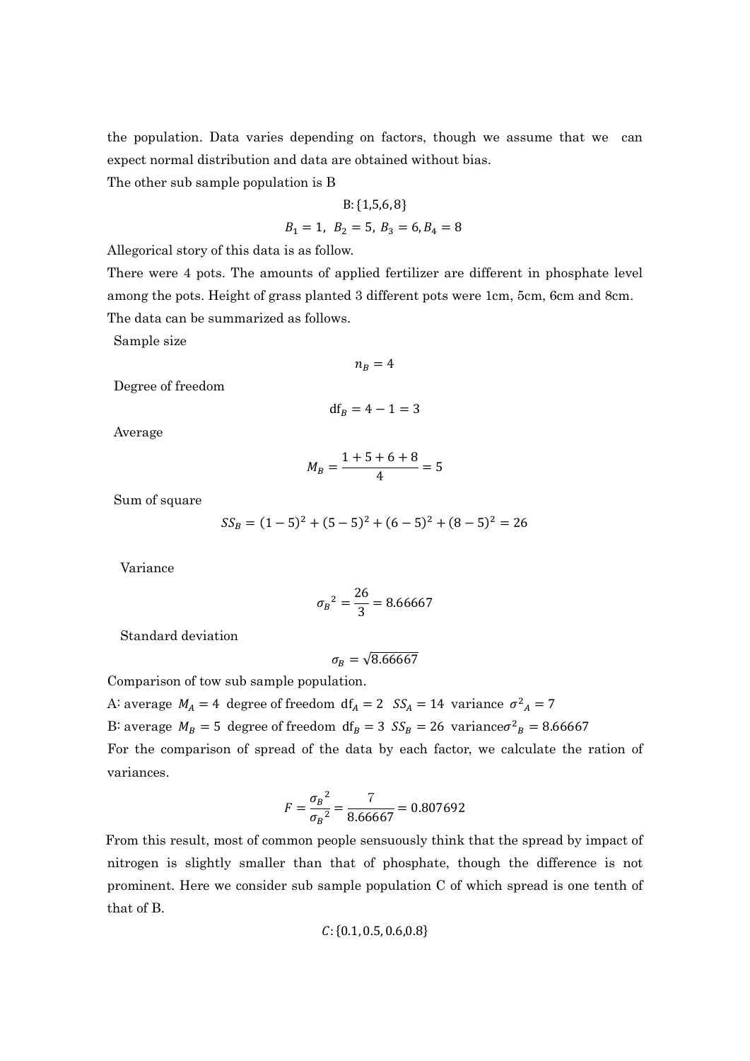the population. Data varies depending on factors, though we assume that we can expect normal distribution and data are obtained without bias.

The other sub sample population is B

$$\text{B}: \{1,5,6,8\}$$

$$B_1 = 1,\ B_2 = 5,\ B_3 = 6, B_4 = 8$$

Allegorical story of this data is as follow.

There were 4 pots. The amounts of applied fertilizer are different in phosphate level among the pots. Height of grass planted 3 different pots were 1cm, 5cm, 6cm and 8cm. The data can be summarized as follows.

Sample size

$$n_B = 4$$

Degree of freedom

$$\text{df}_B = 4 - 1 = 3$$

Average

$$M_B = \frac{1+5+6+8}{4} = 5$$

Sum of square

$$SS_B = (1-5)^2 + (5-5)^2 + (6-5)^2 + (8-5)^2 = 26$$

Variance

$${\sigma_B}^2 = \frac{26}{3} = 8.66667$$

Standard deviation

$$\sigma_B = \sqrt{8.66667}$$

Comparison of tow sub sample population.

A: average $M_A = 4$ degree of freedom $\text{df}_A = 2$ $SS_A = 14$ variance $\sigma^2{}_A = 7$

B: average $M_B = 5$ degree of freedom $\text{df}_B = 3$ $SS_B = 26$ variance$\sigma^2{}_B = 8.66667$

For the comparison of spread of the data by each factor, we calculate the ration of variances.

$$F = \frac{{\sigma_B}^2}{{\sigma_B}^2} = \frac{7}{8.66667} = 0.807692$$

From this result, most of common people sensuously think that the spread by impact of nitrogen is slightly smaller than that of phosphate, though the difference is not prominent. Here we consider sub sample population C of which spread is one tenth of that of B.

$$C: \{0.1, 0.5, 0.6, 0.8\}$$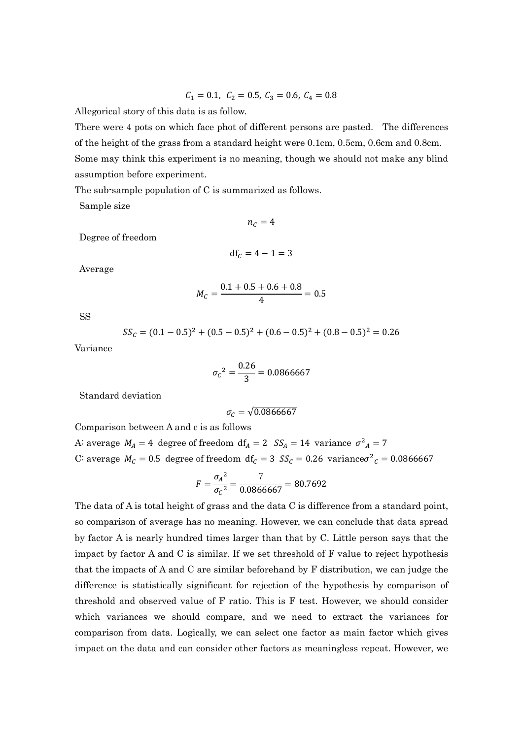$$C_1 = 0.1,\ C_2 = 0.5,\ C_3 = 0.6,\ C_4 = 0.8$$

Allegorical story of this data is as follow.

There were 4 pots on which face phot of different persons are pasted. The differences of the height of the grass from a standard height were 0.1cm, 0.5cm, 0.6cm and 0.8cm. Some may think this experiment is no meaning, though we should not make any blind assumption before experiment.

The sub-sample population of C is summarized as follows.

Sample size

$$n_C = 4$$

Degree of freedom

$$\mathrm{df}_C = 4 - 1 = 3$$

Average

$$M_C = \frac{0.1 + 0.5 + 0.6 + 0.8}{4} = 0.5$$

SS

$$SS_C = (0.1 - 0.5)^2 + (0.5 - 0.5)^2 + (0.6 - 0.5)^2 + (0.8 - 0.5)^2 = 0.26$$

Variance

$$\sigma_C{}^2 = \frac{0.26}{3} = 0.0866667$$

Standard deviation

$$\sigma_C = \sqrt{0.0866667}$$

Comparison between A and c is as follows

A: average $M_A = 4$ degree of freedom $\mathrm{df}_A = 2$ $SS_A = 14$ variance $\sigma^2{}_A = 7$

C: average $M_C = 0.5$ degree of freedom $\mathrm{df}_C = 3$ $SS_C = 0.26$ variance$\sigma^2{}_C = 0.0866667$

$$F = \frac{\sigma_A{}^2}{\sigma_C{}^2} = \frac{7}{0.0866667} = 80.7692$$

The data of A is total height of grass and the data C is difference from a standard point, so comparison of average has no meaning. However, we can conclude that data spread by factor A is nearly hundred times larger than that by C. Little person says that the impact by factor A and C is similar. If we set threshold of F value to reject hypothesis that the impacts of A and C are similar beforehand by F distribution, we can judge the difference is statistically significant for rejection of the hypothesis by comparison of threshold and observed value of F ratio. This is F test. However, we should consider which variances we should compare, and we need to extract the variances for comparison from data. Logically, we can select one factor as main factor which gives impact on the data and can consider other factors as meaningless repeat. However, we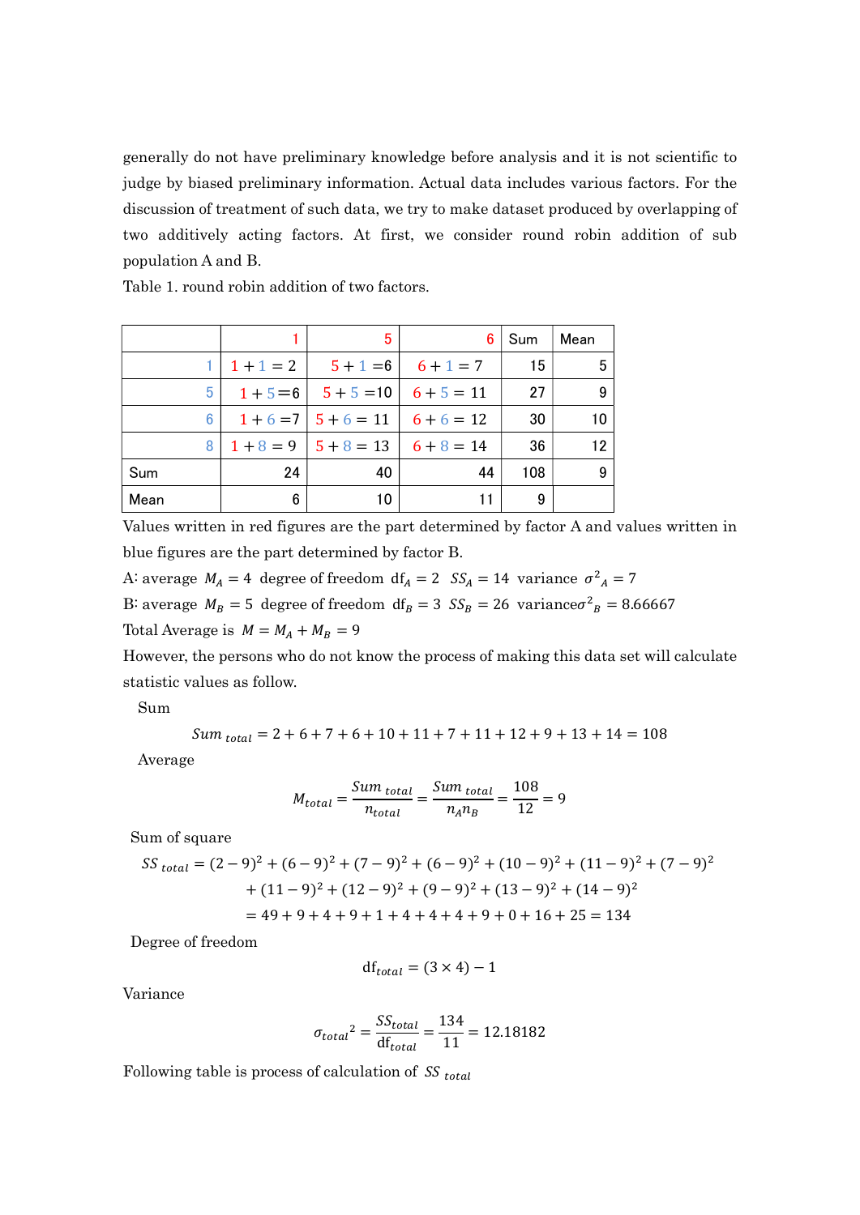generally do not have preliminary knowledge before analysis and it is not scientific to judge by biased preliminary information. Actual data includes various factors. For the discussion of treatment of such data, we try to make dataset produced by overlapping of two additively acting factors. At first, we consider round robin addition of sub population A and B.

Table 1. round robin addition of two factors.

| | 1 | 5 | 6 | Sum | Mean |
|---|---|---|---|---|---|
| 1 | 1 + 1 = 2 | 5 + 1 =6 | 6 + 1 = 7 | 15 | 5 |
| 5 | 1 + 5 =6 | 5 + 5 =10 | 6 + 5 = 11 | 27 | 9 |
| 6 | 1 + 6 =7 | 5 + 6 = 11 | 6 + 6 = 12 | 30 | 10 |
| 8 | 1 + 8 = 9 | 5 + 8 = 13 | 6 + 8 = 14 | 36 | 12 |
| Sum | 24 | 40 | 44 | 108 | 9 |
| Mean | 6 | 10 | 11 | 9 | |

Values written in red figures are the part determined by factor A and values written in blue figures are the part determined by factor B.

A: average $M_A = 4$ degree of freedom $\mathrm{df}_A = 2$ $SS_A = 14$ variance $\sigma^2{}_A = 7$

B: average $M_B = 5$ degree of freedom $\mathrm{df}_B = 3$ $SS_B = 26$ variance$\sigma^2{}_B = 8.66667$

Total Average is $M = M_A + M_B = 9$

However, the persons who do not know the process of making this data set will calculate statistic values as follow.

Sum

$$Sum_{\ total} = 2 + 6 + 7 + 6 + 10 + 11 + 7 + 11 + 12 + 9 + 13 + 14 = 108$$

Average

$$M_{total} = \frac{Sum_{\ total}}{n_{total}} = \frac{Sum_{\ total}}{n_A n_B} = \frac{108}{12} = 9$$

Sum of square

$$\begin{aligned} SS_{\ total} &= (2-9)^2 + (6-9)^2 + (7-9)^2 + (6-9)^2 + (10-9)^2 + (11-9)^2 + (7-9)^2 \\ &\quad + (11-9)^2 + (12-9)^2 + (9-9)^2 + (13-9)^2 + (14-9)^2 \\ &= 49 + 9 + 4 + 9 + 1 + 4 + 4 + 4 + 9 + 0 + 16 + 25 = 134 \end{aligned}$$

Degree of freedom

$$\mathrm{df}_{total} = (3 \times 4) - 1$$

Variance

$$\sigma_{total}{}^2 = \frac{SS_{total}}{\mathrm{df}_{total}} = \frac{134}{11} = 12.18182$$

Following table is process of calculation of $SS_{\ total}$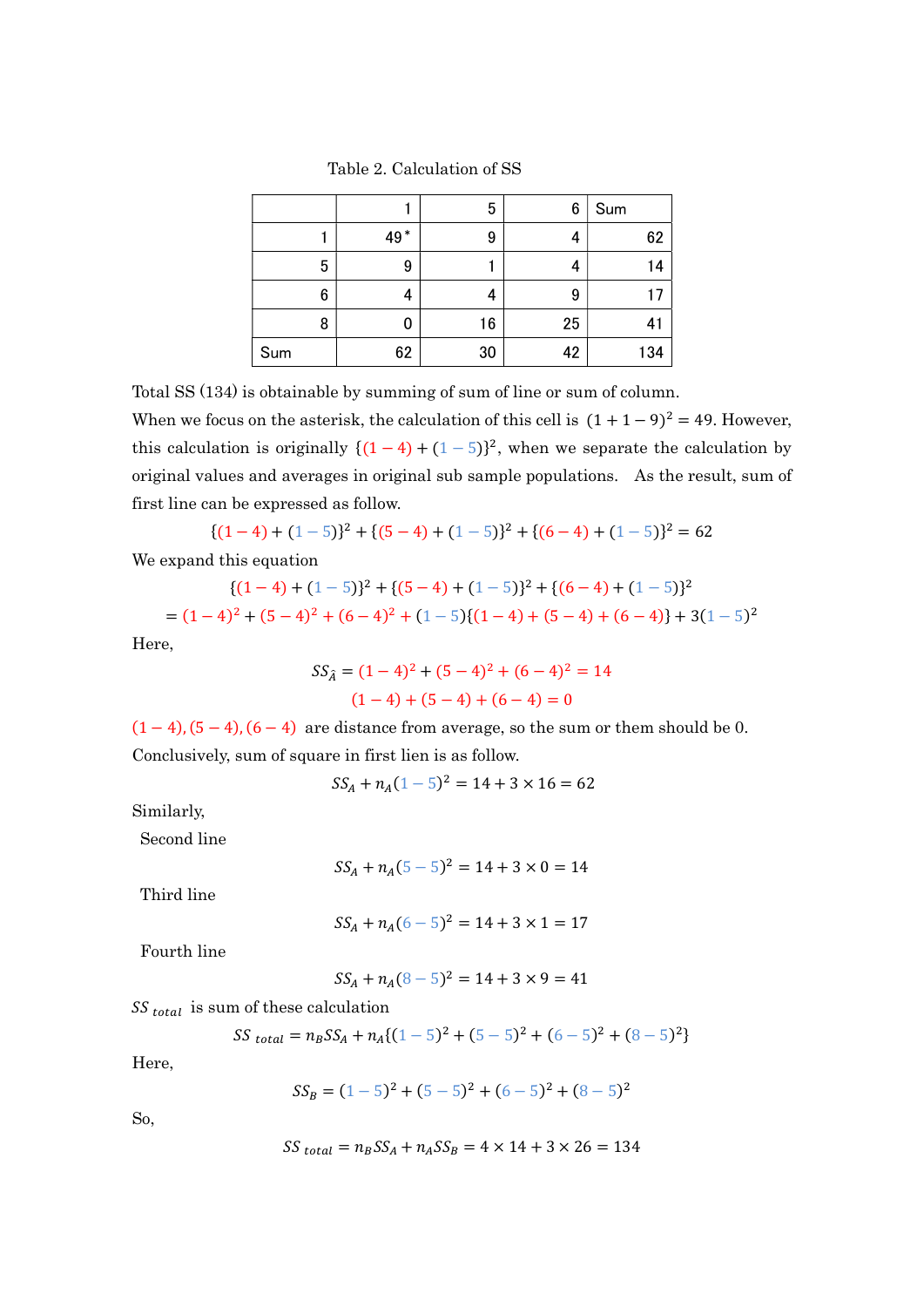Table 2. Calculation of SS

|  | 1 | 5 | 6 | Sum |
|---|---|---|---|---|
| 1 | 49* | 9 | 4 | 62 |
| 5 | 9 | 1 | 4 | 14 |
| 6 | 4 | 4 | 9 | 17 |
| 8 | 0 | 16 | 25 | 41 |
| Sum | 62 | 30 | 42 | 134 |

Total SS (134) is obtainable by summing of sum of line or sum of column.

When we focus on the asterisk, the calculation of this cell is $(1+1-9)^2 = 49$. However, this calculation is originally $\{(1-4)+(1-5)\}^2$, when we separate the calculation by original values and averages in original sub sample populations. As the result, sum of first line can be expressed as follow.

$$\{(1-4)+(1-5)\}^2 + \{(5-4)+(1-5)\}^2 + \{(6-4)+(1-5)\}^2 = 62$$

We expand this equation

$$\{(1-4)+(1-5)\}^2 + \{(5-4)+(1-5)\}^2 + \{(6-4)+(1-5)\}^2$$

$$= (1-4)^2 + (5-4)^2 + (6-4)^2 + (1-5)\{(1-4)+(5-4)+(6-4)\} + 3(1-5)^2$$

Here,

$$SS_{\hat{A}} = (1-4)^2 + (5-4)^2 + (6-4)^2 = 14$$

$$(1-4)+(5-4)+(6-4) = 0$$

$(1-4), (5-4), (6-4)$ are distance from average, so the sum or them should be 0.

Conclusively, sum of square in first lien is as follow.

$$SS_A + n_A(1-5)^2 = 14 + 3 \times 16 = 62$$

Similarly,

Second line

$$SS_A + n_A(5-5)^2 = 14 + 3 \times 0 = 14$$

Third line

$$SS_A + n_A(6-5)^2 = 14 + 3 \times 1 = 17$$

Fourth line

$$SS_A + n_A(8-5)^2 = 14 + 3 \times 9 = 41$$

$SS_{total}$ is sum of these calculation

$$SS_{total} = n_B SS_A + n_A\{(1-5)^2 + (5-5)^2 + (6-5)^2 + (8-5)^2\}$$

Here,

$$SS_B = (1-5)^2 + (5-5)^2 + (6-5)^2 + (8-5)^2$$

So,

$$SS_{total} = n_B SS_A + n_A SS_B = 4 \times 14 + 3 \times 26 = 134$$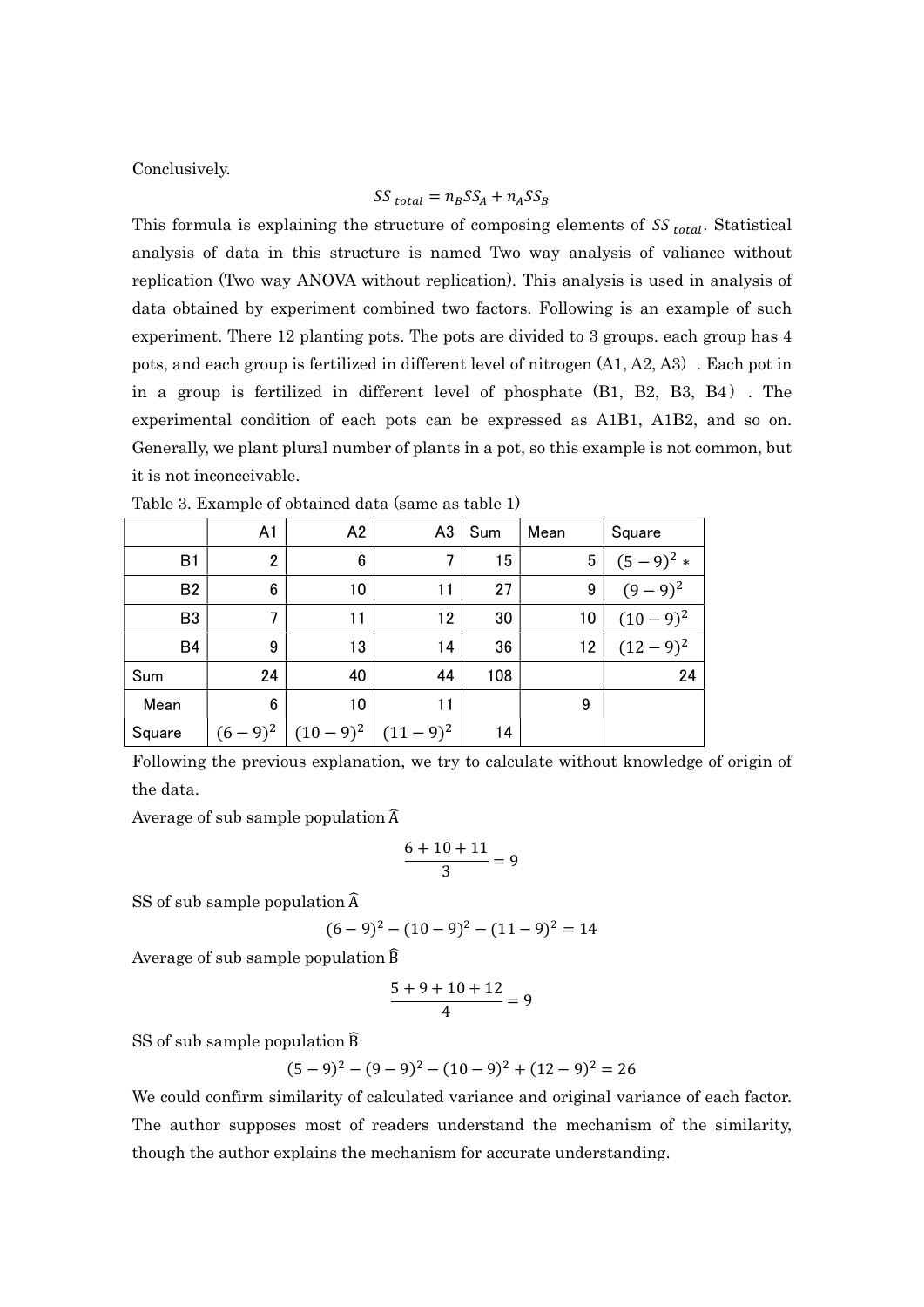Conclusively.

$$SS_{total} = n_B SS_A + n_A SS_B$$

This formula is explaining the structure of composing elements of $SS_{total}$. Statistical analysis of data in this structure is named Two way analysis of valiance without replication (Two way ANOVA without replication). This analysis is used in analysis of data obtained by experiment combined two factors. Following is an example of such experiment. There 12 planting pots. The pots are divided to 3 groups. each group has 4 pots, and each group is fertilized in different level of nitrogen (A1, A2, A3). Each pot in in a group is fertilized in different level of phosphate (B1, B2, B3, B4). The experimental condition of each pots can be expressed as A1B1, A1B2, and so on. Generally, we plant plural number of plants in a pot, so this example is not common, but it is not inconceivable.

Table 3. Example of obtained data (same as table 1)

|  | A1 | A2 | A3 | Sum | Mean | Square |
|---|---|---|---|---|---|---|
| B1 | 2 | 6 | 7 | 15 | 5 | $(5-9)^2$ * |
| B2 | 6 | 10 | 11 | 27 | 9 | $(9-9)^2$ |
| B3 | 7 | 11 | 12 | 30 | 10 | $(10-9)^2$ |
| B4 | 9 | 13 | 14 | 36 | 12 | $(12-9)^2$ |
| Sum | 24 | 40 | 44 | 108 |  | 24 |
| Mean | 6 | 10 | 11 |  | 9 |  |
| Square | $(6-9)^2$ | $(10-9)^2$ | $(11-9)^2$ | 14 |  |  |

Following the previous explanation, we try to calculate without knowledge of origin of the data.

Average of sub sample population $\widehat{\mathrm{A}}$

$$\frac{6+10+11}{3} = 9$$

SS of sub sample population $\widehat{\mathrm{A}}$

$$(6-9)^2 - (10-9)^2 - (11-9)^2 = 14$$

Average of sub sample population $\widehat{\mathrm{B}}$

$$\frac{5+9+10+12}{4} = 9$$

SS of sub sample population $\widehat{\mathrm{B}}$

$$(5-9)^2 - (9-9)^2 - (10-9)^2 + (12-9)^2 = 26$$

We could confirm similarity of calculated variance and original variance of each factor. The author supposes most of readers understand the mechanism of the similarity, though the author explains the mechanism for accurate understanding.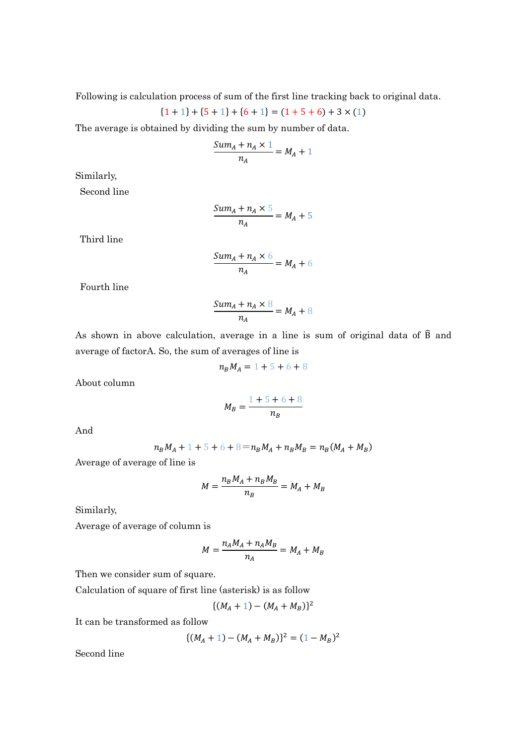Following is calculation process of sum of the first line tracking back to original data.

$$\{1+1\}+\{5+1\}+\{6+1\}=(1+5+6)+3\times(1)$$

The average is obtained by dividing the sum by number of data.

$$\frac{Sum_A+n_A\times 1}{n_A}=M_A+1$$

Similarly,

Second line

$$\frac{Sum_A+n_A\times 5}{n_A}=M_A+5$$

Third line

$$\frac{Sum_A+n_A\times 6}{n_A}=M_A+6$$

Fourth line

$$\frac{Sum_A+n_A\times 8}{n_A}=M_A+8$$

As shown in above calculation, average in a line is sum of original data of $\widehat{\mathrm{B}}$ and average of factorA. So, the sum of averages of line is

$$n_B M_A=1+5+6+8$$

About column

$$M_B=\frac{1+5+6+8}{n_B}$$

And

$$n_B M_A+1+5+6+8=n_B M_A+n_B M_B=n_B(M_A+M_B)$$

Average of average of line is

$$M=\frac{n_B M_A+n_B M_B}{n_B}=M_A+M_B$$

Similarly,

Average of average of column is

$$M=\frac{n_A M_A+n_A M_B}{n_A}=M_A+M_B$$

Then we consider sum of square.

Calculation of square of first line (asterisk) is as follow

$$\{(M_A+1)-(M_A+M_B)\}^2$$

It can be transformed as follow

$$\{(M_A+1)-(M_A+M_B)\}^2=(1-M_B)^2$$

Second line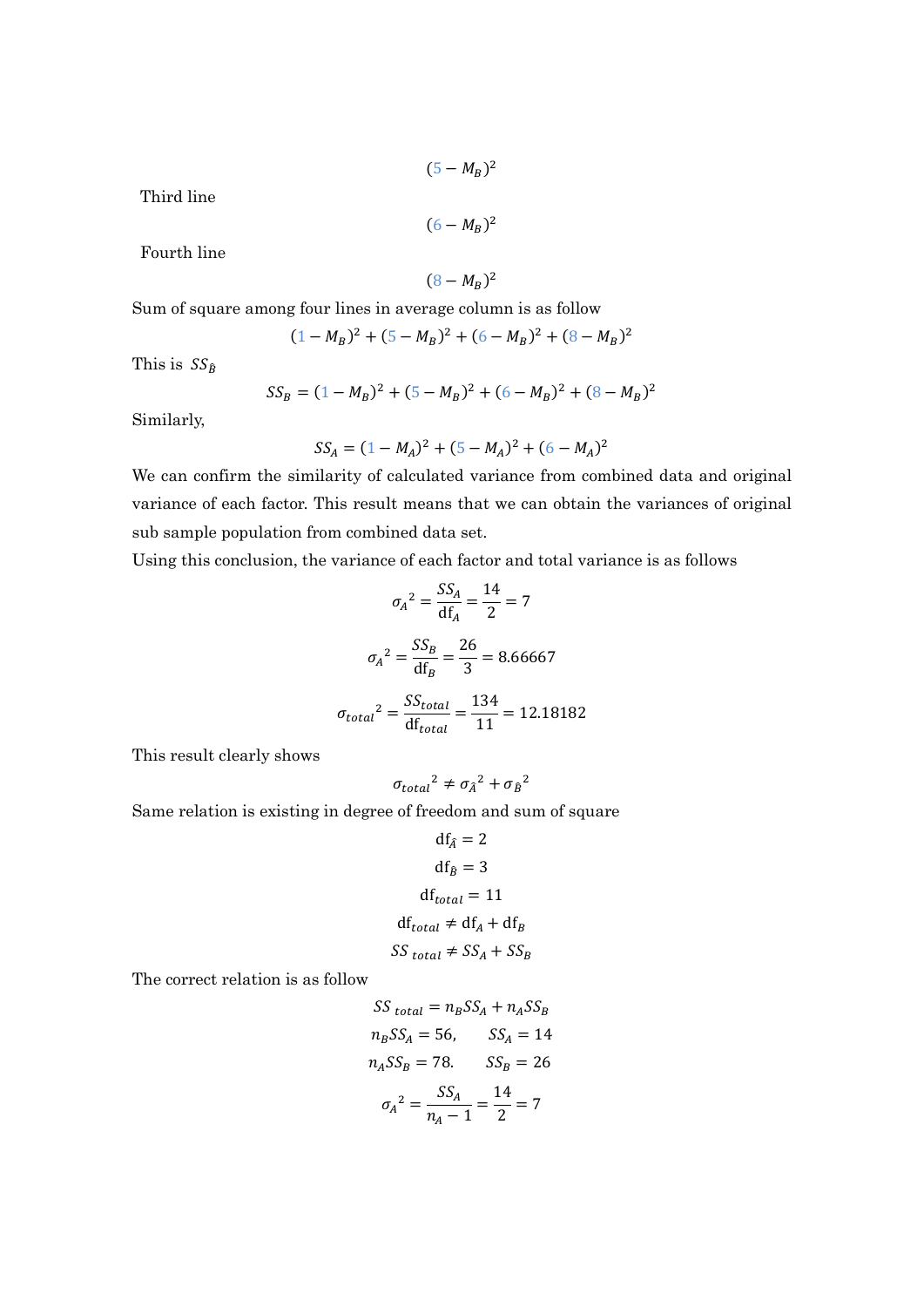$$(5 - M_B)^2$$

Third line

$$(6 - M_B)^2$$

Fourth line

$$(8 - M_B)^2$$

Sum of square among four lines in average column is as follow

$$(1 - M_B)^2 + (5 - M_B)^2 + (6 - M_B)^2 + (8 - M_B)^2$$

This is $SS_{\hat{B}}$

$$SS_B = (1 - M_B)^2 + (5 - M_B)^2 + (6 - M_B)^2 + (8 - M_B)^2$$

Similarly,

$$SS_A = (1 - M_A)^2 + (5 - M_A)^2 + (6 - M_A)^2$$

We can confirm the similarity of calculated variance from combined data and original variance of each factor. This result means that we can obtain the variances of original sub sample population from combined data set.

Using this conclusion, the variance of each factor and total variance is as follows

$${\sigma_A}^2 = \frac{SS_A}{\mathrm{df}_A} = \frac{14}{2} = 7$$

$${\sigma_A}^2 = \frac{SS_B}{\mathrm{df}_B} = \frac{26}{3} = 8.66667$$

$${\sigma_{total}}^2 = \frac{SS_{total}}{\mathrm{df}_{total}} = \frac{134}{11} = 12.18182$$

This result clearly shows

$${\sigma_{total}}^2 \neq {\sigma_{\hat{A}}}^2 + {\sigma_{\hat{B}}}^2$$

Same relation is existing in degree of freedom and sum of square

$$\mathrm{df}_{\hat{A}} = 2$$

$$\mathrm{df}_{\hat{B}} = 3$$

$$\mathrm{df}_{total} = 11$$

$$\mathrm{df}_{total} \neq \mathrm{df}_A + \mathrm{df}_B$$

$$SS_{\ total} \neq SS_A + SS_B$$

The correct relation is as follow

$$SS_{\ total} = n_B SS_A + n_A SS_B$$

$$n_B SS_A = 56, \qquad SS_A = 14$$

$$n_A SS_B = 78. \qquad SS_B = 26$$

$${\sigma_A}^2 = \frac{SS_A}{n_A - 1} = \frac{14}{2} = 7$$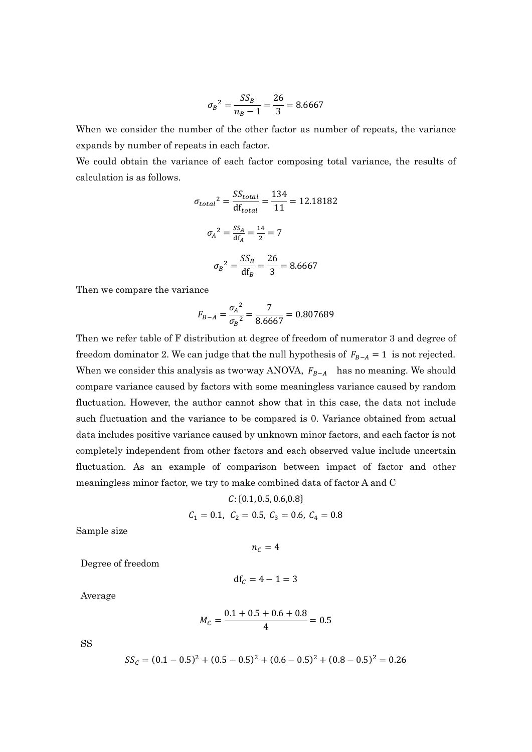$$\sigma_B{}^2 = \frac{SS_B}{n_B - 1} = \frac{26}{3} = 8.6667$$

When we consider the number of the other factor as number of repeats, the variance expands by number of repeats in each factor.

We could obtain the variance of each factor composing total variance, the results of calculation is as follows.

$$\sigma_{total}{}^2 = \frac{SS_{total}}{\mathrm{df}_{total}} = \frac{134}{11} = 12.18182$$

$$\sigma_A{}^2 = \frac{SS_A}{\mathrm{df}_A} = \frac{14}{2} = 7$$

$$\sigma_B{}^2 = \frac{SS_B}{\mathrm{df}_B} = \frac{26}{3} = 8.6667$$

Then we compare the variance

$$F_{B-A} = \frac{\sigma_A{}^2}{\sigma_B{}^2} = \frac{7}{8.6667} = 0.807689$$

Then we refer table of F distribution at degree of freedom of numerator 3 and degree of freedom dominator 2. We can judge that the null hypothesis of $F_{B-A} = 1$ is not rejected. When we consider this analysis as two-way ANOVA, $F_{B-A}$ has no meaning. We should compare variance caused by factors with some meaningless variance caused by random fluctuation. However, the author cannot show that in this case, the data not include such fluctuation and the variance to be compared is 0. Variance obtained from actual data includes positive variance caused by unknown minor factors, and each factor is not completely independent from other factors and each observed value include uncertain fluctuation. As an example of comparison between impact of factor and other meaningless minor factor, we try to make combined data of factor A and C

$$C: \{0.1, 0.5, 0.6, 0.8\}$$

$$C_1 = 0.1,\ C_2 = 0.5,\ C_3 = 0.6,\ C_4 = 0.8$$

Sample size

$$n_C = 4$$

Degree of freedom

$$\mathrm{df}_C = 4 - 1 = 3$$

Average

$$M_C = \frac{0.1 + 0.5 + 0.6 + 0.8}{4} = 0.5$$

SS

$$SS_C = (0.1 - 0.5)^2 + (0.5 - 0.5)^2 + (0.6 - 0.5)^2 + (0.8 - 0.5)^2 = 0.26$$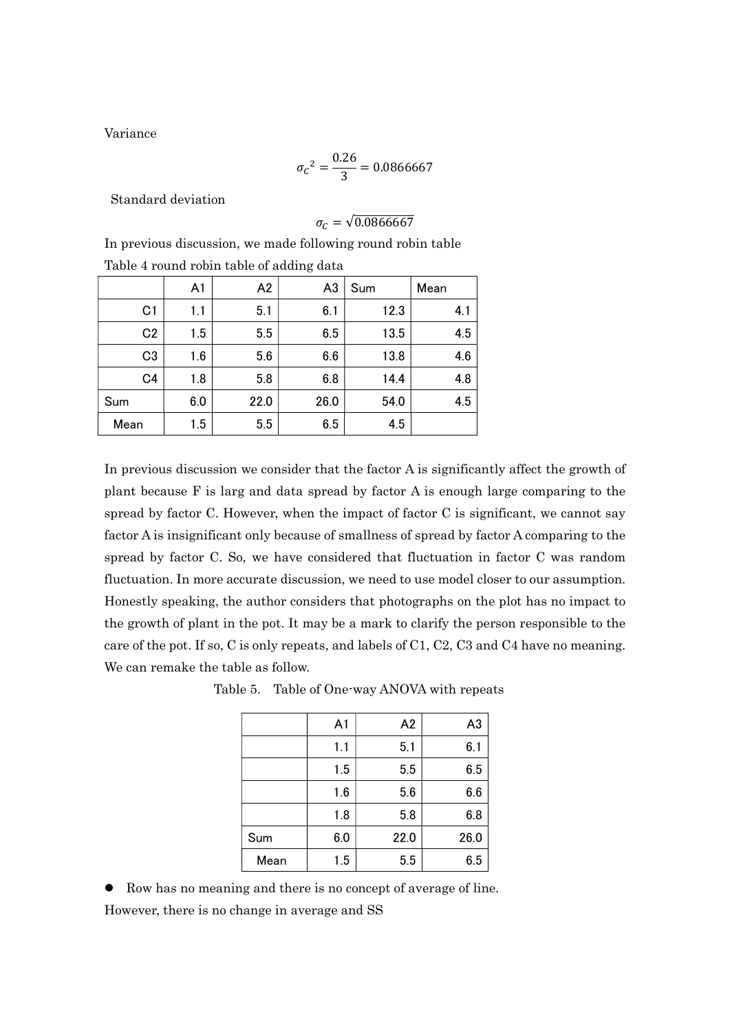Variance

$$\sigma_C{}^2 = \frac{0.26}{3} = 0.0866667$$

Standard deviation

$$\sigma_C = \sqrt{0.0866667}$$

In previous discussion, we made following round robin table

Table 4 round robin table of adding data

| | A1 | A2 | A3 | Sum | Mean |
|---|---|---|---|---|---|
| C1 | 1.1 | 5.1 | 6.1 | 12.3 | 4.1 |
| C2 | 1.5 | 5.5 | 6.5 | 13.5 | 4.5 |
| C3 | 1.6 | 5.6 | 6.6 | 13.8 | 4.6 |
| C4 | 1.8 | 5.8 | 6.8 | 14.4 | 4.8 |
| Sum | 6.0 | 22.0 | 26.0 | 54.0 | 4.5 |
| Mean | 1.5 | 5.5 | 6.5 | 4.5 | |

In previous discussion we consider that the factor A is significantly affect the growth of plant because F is larg and data spread by factor A is enough large comparing to the spread by factor C. However, when the impact of factor C is significant, we cannot say factor A is insignificant only because of smallness of spread by factor A comparing to the spread by factor C. So, we have considered that fluctuation in factor C was random fluctuation. In more accurate discussion, we need to use model closer to our assumption. Honestly speaking, the author considers that photographs on the plot has no impact to the growth of plant in the pot. It may be a mark to clarify the person responsible to the care of the pot. If so, C is only repeats, and labels of C1, C2, C3 and C4 have no meaning. We can remake the table as follow.

Table 5. Table of One-way ANOVA with repeats

| | A1 | A2 | A3 |
|---|---|---|---|
| | 1.1 | 5.1 | 6.1 |
| | 1.5 | 5.5 | 6.5 |
| | 1.6 | 5.6 | 6.6 |
| | 1.8 | 5.8 | 6.8 |
| Sum | 6.0 | 22.0 | 26.0 |
| Mean | 1.5 | 5.5 | 6.5 |

- Row has no meaning and there is no concept of average of line.

However, there is no change in average and SS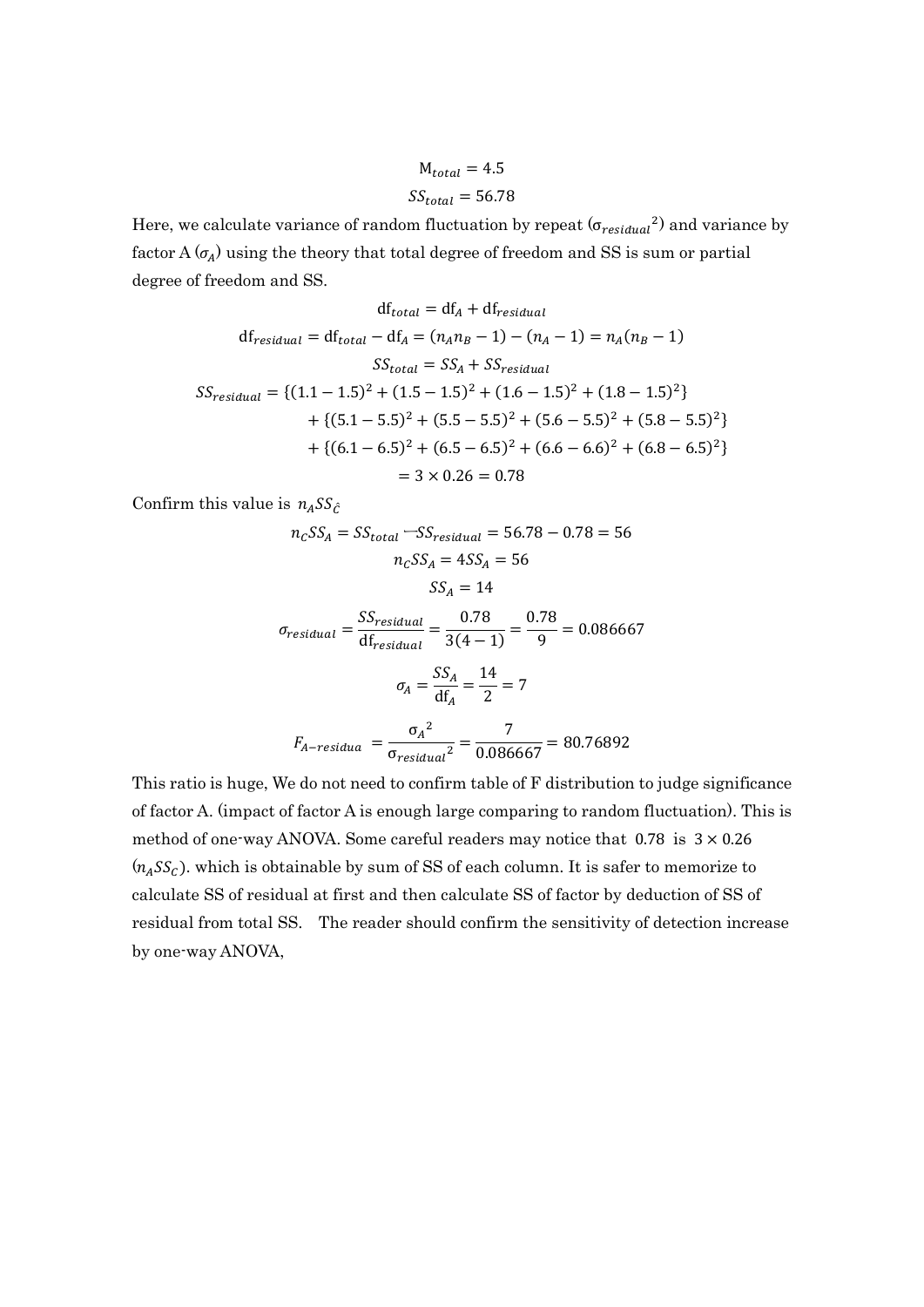$$M_{total} = 4.5$$

$$SS_{total} = 56.78$$

Here, we calculate variance of random fluctuation by repeat ($\sigma_{residual}{}^2$) and variance by factor A ($\sigma_A$) using the theory that total degree of freedom and SS is sum or partial degree of freedom and SS.

$$\mathrm{df}_{total} = \mathrm{df}_A + \mathrm{df}_{residual}$$

$$\mathrm{df}_{residual} = \mathrm{df}_{total} - \mathrm{df}_A = (n_A n_B - 1) - (n_A - 1) = n_A(n_B - 1)$$

$$SS_{total} = SS_A + SS_{residual}$$

$$\begin{aligned} SS_{residual} = &\{(1.1 - 1.5)^2 + (1.5 - 1.5)^2 + (1.6 - 1.5)^2 + (1.8 - 1.5)^2\} \\ &+ \{(5.1 - 5.5)^2 + (5.5 - 5.5)^2 + (5.6 - 5.5)^2 + (5.8 - 5.5)^2\} \\ &+ \{(6.1 - 6.5)^2 + (6.5 - 6.5)^2 + (6.6 - 6.6)^2 + (6.8 - 6.5)^2\} \\ &= 3 \times 0.26 = 0.78 \end{aligned}$$

Confirm this value is $n_A SS_{\hat{C}}$

$$n_C SS_A = SS_{total} - SS_{residual} = 56.78 - 0.78 = 56$$

$$n_C SS_A = 4SS_A = 56$$

$$SS_A = 14$$

$$\sigma_{residual} = \frac{SS_{residual}}{\mathrm{df}_{residual}} = \frac{0.78}{3(4-1)} = \frac{0.78}{9} = 0.086667$$

$$\sigma_A = \frac{SS_A}{\mathrm{df}_A} = \frac{14}{2} = 7$$

$$F_{A-residua} = \frac{\sigma_A{}^2}{\sigma_{residual}{}^2} = \frac{7}{0.086667} = 80.76892$$

This ratio is huge, We do not need to confirm table of F distribution to judge significance of factor A. (impact of factor A is enough large comparing to random fluctuation). This is method of one-way ANOVA. Some careful readers may notice that $0.78$ is $3 \times 0.26$ ($n_A SS_C$). which is obtainable by sum of SS of each column. It is safer to memorize to calculate SS of residual at first and then calculate SS of factor by deduction of SS of residual from total SS. The reader should confirm the sensitivity of detection increase by one-way ANOVA,